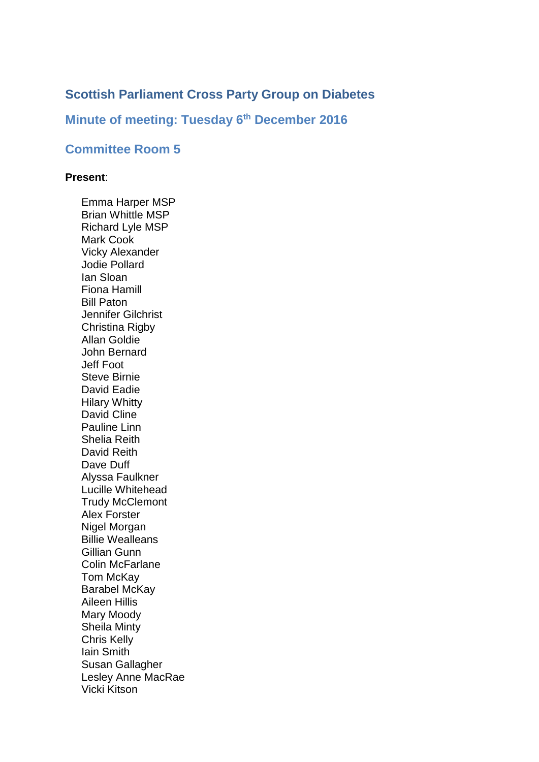## Scottish Parliament Cross Party Group on Diabetes

## Minute of meeting: Tuesday 6th December 2016

## Committee Room 5

**Present**:

Emma Harper MSP
Brian Whittle MSP
Richard Lyle MSP
Mark Cook
Vicky Alexander
Jodie Pollard
Ian Sloan
Fiona Hamill
Bill Paton
Jennifer Gilchrist
Christina Rigby
Allan Goldie
John Bernard
Jeff Foot
Steve Birnie
David Eadie
Hilary Whitty
David Cline
Pauline Linn
Shelia Reith
David Reith
Dave Duff
Alyssa Faulkner
Lucille Whitehead
Trudy McClemont
Alex Forster
Nigel Morgan
Billie Wealleans
Gillian Gunn
Colin McFarlane
Tom McKay
Barabel McKay
Aileen Hillis
Mary Moody
Sheila Minty
Chris Kelly
Iain Smith
Susan Gallagher
Lesley Anne MacRae
Vicki Kitson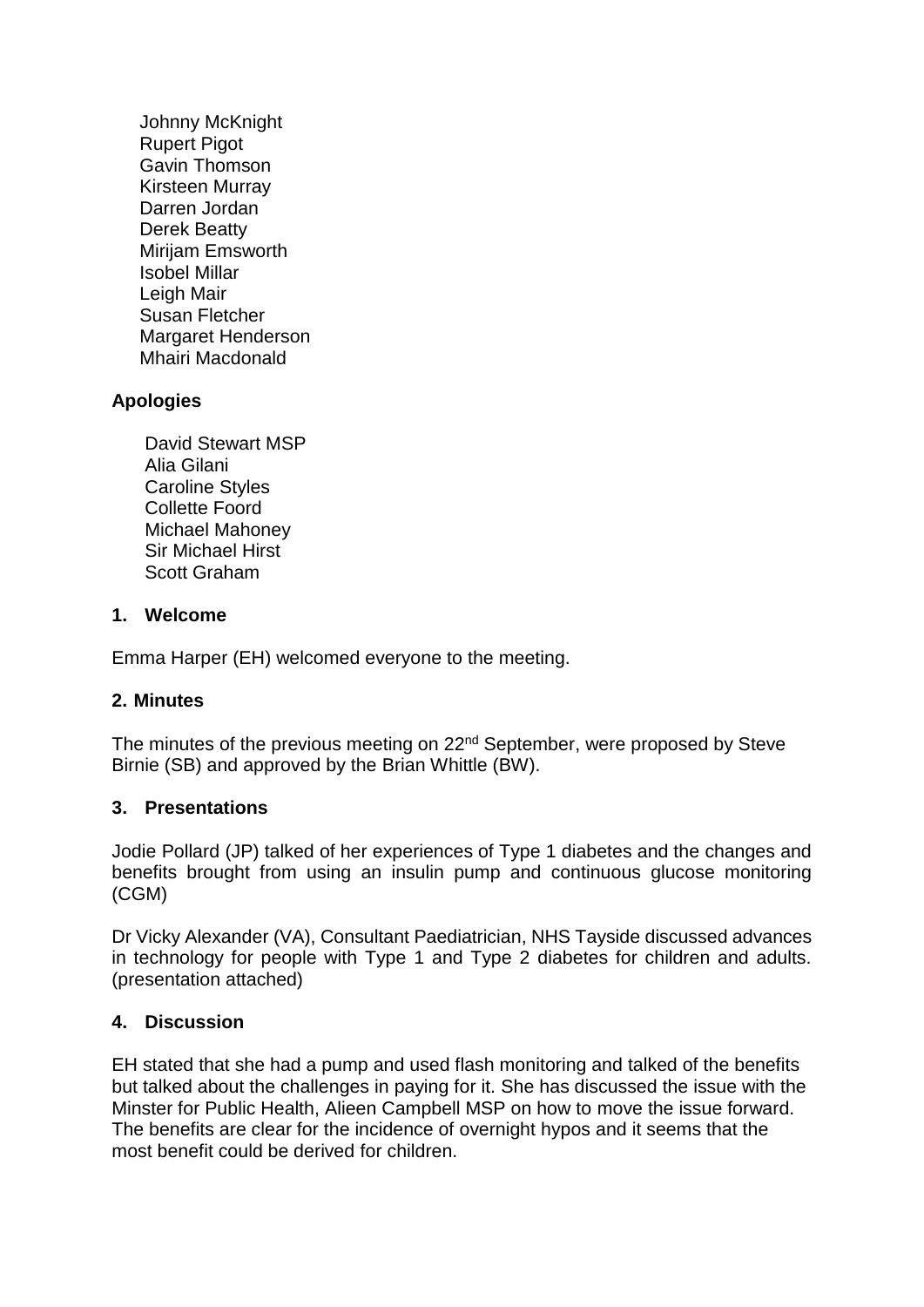Johnny McKnight
Rupert Pigot
Gavin Thomson
Kirsteen Murray
Darren Jordan
Derek Beatty
Mirijam Emsworth
Isobel Millar
Leigh Mair
Susan Fletcher
Margaret Henderson
Mhairi Macdonald

**Apologies**

David Stewart MSP
Alia Gilani
Caroline Styles
Collette Foord
Michael Mahoney
Sir Michael Hirst
Scott Graham

**1. Welcome**

Emma Harper (EH) welcomed everyone to the meeting.

**2. Minutes**

The minutes of the previous meeting on 22nd September, were proposed by Steve Birnie (SB) and approved by the Brian Whittle (BW).

**3. Presentations**

Jodie Pollard (JP) talked of her experiences of Type 1 diabetes and the changes and benefits brought from using an insulin pump and continuous glucose monitoring (CGM)

Dr Vicky Alexander (VA), Consultant Paediatrician, NHS Tayside discussed advances in technology for people with Type 1 and Type 2 diabetes for children and adults. (presentation attached)

**4. Discussion**

EH stated that she had a pump and used flash monitoring and talked of the benefits but talked about the challenges in paying for it. She has discussed the issue with the Minster for Public Health, Alieen Campbell MSP on how to move the issue forward. The benefits are clear for the incidence of overnight hypos and it seems that the most benefit could be derived for children.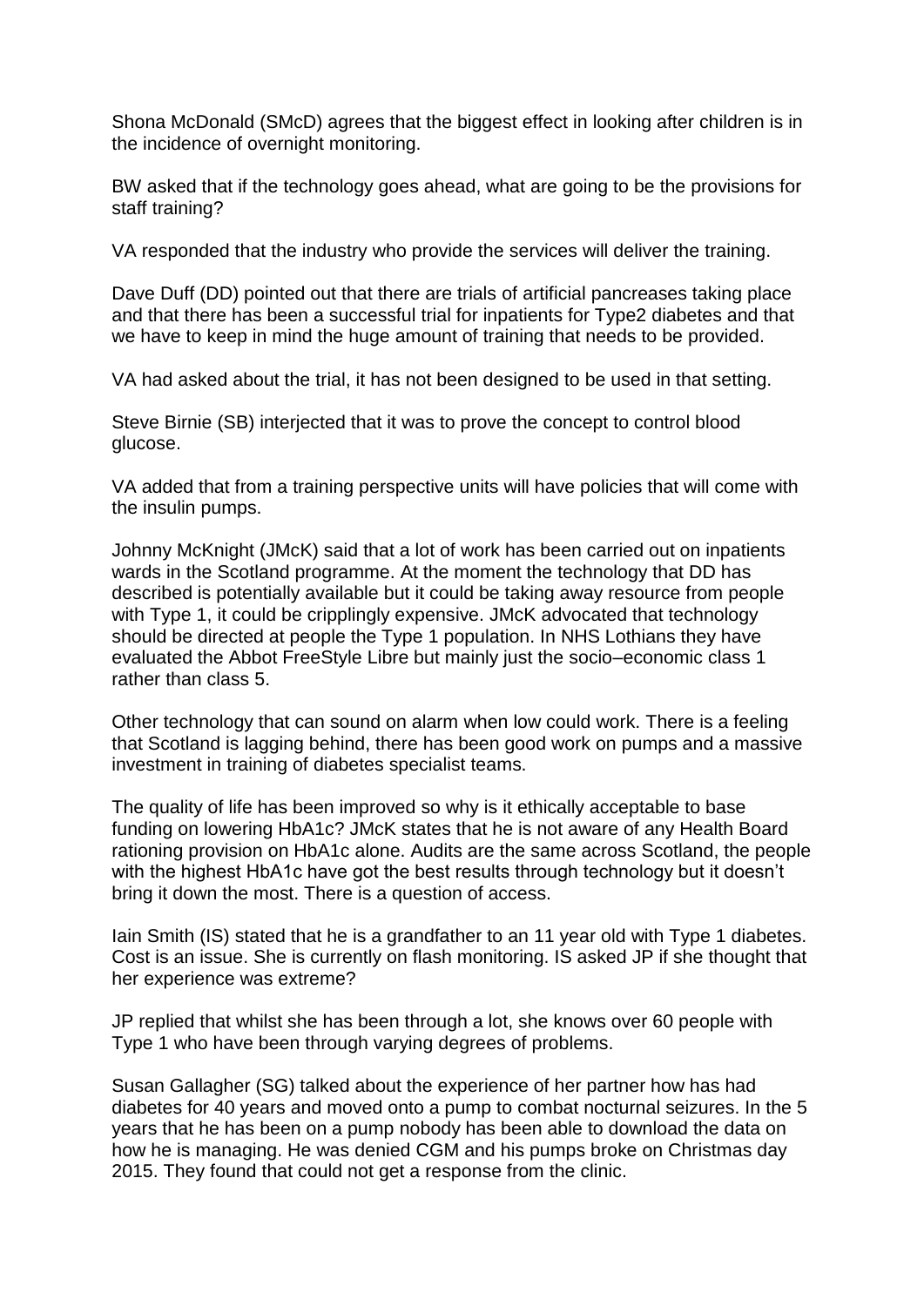Shona McDonald (SMcD) agrees that the biggest effect in looking after children is in the incidence of overnight monitoring.

BW asked that if the technology goes ahead, what are going to be the provisions for staff training?

VA responded that the industry who provide the services will deliver the training.

Dave Duff (DD) pointed out that there are trials of artificial pancreases taking place and that there has been a successful trial for inpatients for Type2 diabetes and that we have to keep in mind the huge amount of training that needs to be provided.

VA had asked about the trial, it has not been designed to be used in that setting.

Steve Birnie (SB) interjected that it was to prove the concept to control blood glucose.

VA added that from a training perspective units will have policies that will come with the insulin pumps.

Johnny McKnight (JMcK) said that a lot of work has been carried out on inpatients wards in the Scotland programme. At the moment the technology that DD has described is potentially available but it could be taking away resource from people with Type 1, it could be cripplingly expensive. JMcK advocated that technology should be directed at people the Type 1 population. In NHS Lothians they have evaluated the Abbot FreeStyle Libre but mainly just the socio–economic class 1 rather than class 5.

Other technology that can sound on alarm when low could work. There is a feeling that Scotland is lagging behind, there has been good work on pumps and a massive investment in training of diabetes specialist teams.

The quality of life has been improved so why is it ethically acceptable to base funding on lowering HbA1c? JMcK states that he is not aware of any Health Board rationing provision on HbA1c alone. Audits are the same across Scotland, the people with the highest HbA1c have got the best results through technology but it doesn't bring it down the most. There is a question of access.

Iain Smith (IS) stated that he is a grandfather to an 11 year old with Type 1 diabetes. Cost is an issue. She is currently on flash monitoring. IS asked JP if she thought that her experience was extreme?

JP replied that whilst she has been through a lot, she knows over 60 people with Type 1 who have been through varying degrees of problems.

Susan Gallagher (SG) talked about the experience of her partner how has had diabetes for 40 years and moved onto a pump to combat nocturnal seizures. In the 5 years that he has been on a pump nobody has been able to download the data on how he is managing. He was denied CGM and his pumps broke on Christmas day 2015. They found that could not get a response from the clinic.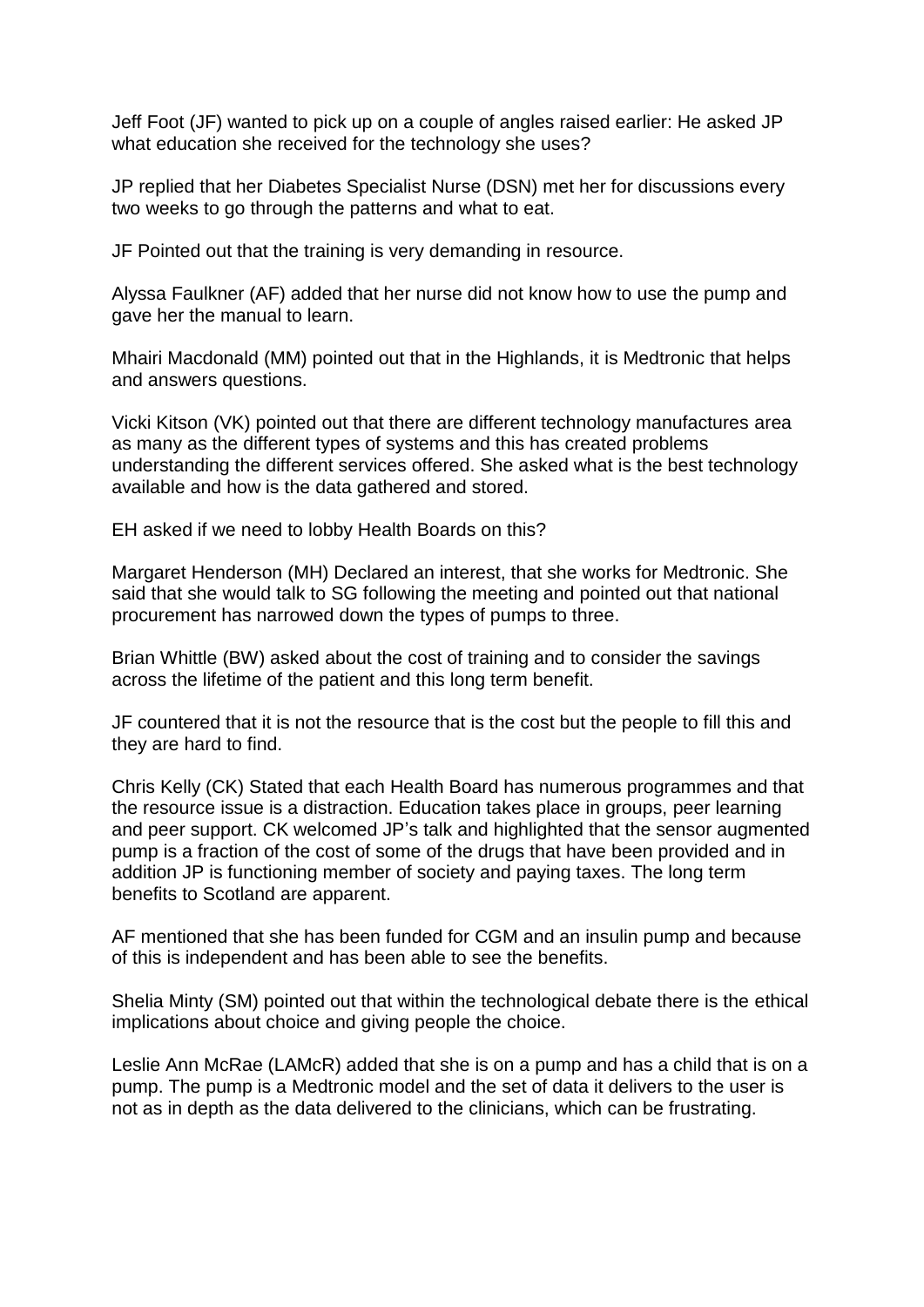Jeff Foot (JF) wanted to pick up on a couple of angles raised earlier: He asked JP what education she received for the technology she uses?

JP replied that her Diabetes Specialist Nurse (DSN) met her for discussions every two weeks to go through the patterns and what to eat.

JF Pointed out that the training is very demanding in resource.

Alyssa Faulkner (AF) added that her nurse did not know how to use the pump and gave her the manual to learn.

Mhairi Macdonald (MM) pointed out that in the Highlands, it is Medtronic that helps and answers questions.

Vicki Kitson (VK) pointed out that there are different technology manufactures area as many as the different types of systems and this has created problems understanding the different services offered. She asked what is the best technology available and how is the data gathered and stored.

EH asked if we need to lobby Health Boards on this?

Margaret Henderson (MH) Declared an interest, that she works for Medtronic. She said that she would talk to SG following the meeting and pointed out that national procurement has narrowed down the types of pumps to three.

Brian Whittle (BW) asked about the cost of training and to consider the savings across the lifetime of the patient and this long term benefit.

JF countered that it is not the resource that is the cost but the people to fill this and they are hard to find.

Chris Kelly (CK) Stated that each Health Board has numerous programmes and that the resource issue is a distraction. Education takes place in groups, peer learning and peer support. CK welcomed JP's talk and highlighted that the sensor augmented pump is a fraction of the cost of some of the drugs that have been provided and in addition JP is functioning member of society and paying taxes. The long term benefits to Scotland are apparent.

AF mentioned that she has been funded for CGM and an insulin pump and because of this is independent and has been able to see the benefits.

Shelia Minty (SM) pointed out that within the technological debate there is the ethical implications about choice and giving people the choice.

Leslie Ann McRae (LAMcR) added that she is on a pump and has a child that is on a pump. The pump is a Medtronic model and the set of data it delivers to the user is not as in depth as the data delivered to the clinicians, which can be frustrating.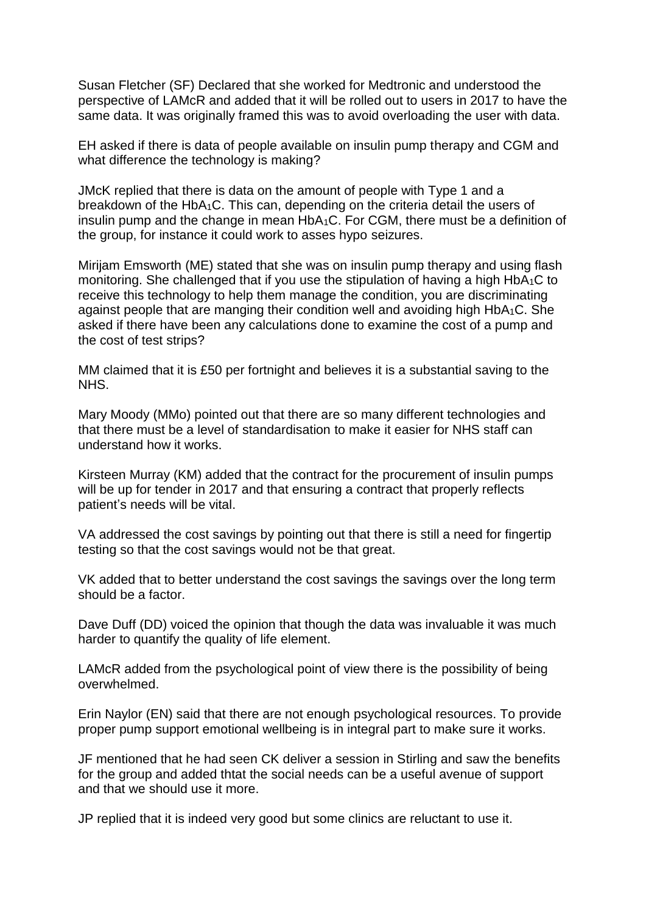Susan Fletcher (SF) Declared that she worked for Medtronic and understood the perspective of LAMcR and added that it will be rolled out to users in 2017 to have the same data. It was originally framed this was to avoid overloading the user with data.

EH asked if there is data of people available on insulin pump therapy and CGM and what difference the technology is making?

JMcK replied that there is data on the amount of people with Type 1 and a breakdown of the $HbA_1C$. This can, depending on the criteria detail the users of insulin pump and the change in mean $HbA_1C$. For CGM, there must be a definition of the group, for instance it could work to asses hypo seizures.

Mirijam Emsworth (ME) stated that she was on insulin pump therapy and using flash monitoring. She challenged that if you use the stipulation of having a high $HbA_1C$ to receive this technology to help them manage the condition, you are discriminating against people that are manging their condition well and avoiding high $HbA_1C$. She asked if there have been any calculations done to examine the cost of a pump and the cost of test strips?

MM claimed that it is £50 per fortnight and believes it is a substantial saving to the NHS.

Mary Moody (MMo) pointed out that there are so many different technologies and that there must be a level of standardisation to make it easier for NHS staff can understand how it works.

Kirsteen Murray (KM) added that the contract for the procurement of insulin pumps will be up for tender in 2017 and that ensuring a contract that properly reflects patient's needs will be vital.

VA addressed the cost savings by pointing out that there is still a need for fingertip testing so that the cost savings would not be that great.

VK added that to better understand the cost savings the savings over the long term should be a factor.

Dave Duff (DD) voiced the opinion that though the data was invaluable it was much harder to quantify the quality of life element.

LAMcR added from the psychological point of view there is the possibility of being overwhelmed.

Erin Naylor (EN) said that there are not enough psychological resources. To provide proper pump support emotional wellbeing is in integral part to make sure it works.

JF mentioned that he had seen CK deliver a session in Stirling and saw the benefits for the group and added thtat the social needs can be a useful avenue of support and that we should use it more.

JP replied that it is indeed very good but some clinics are reluctant to use it.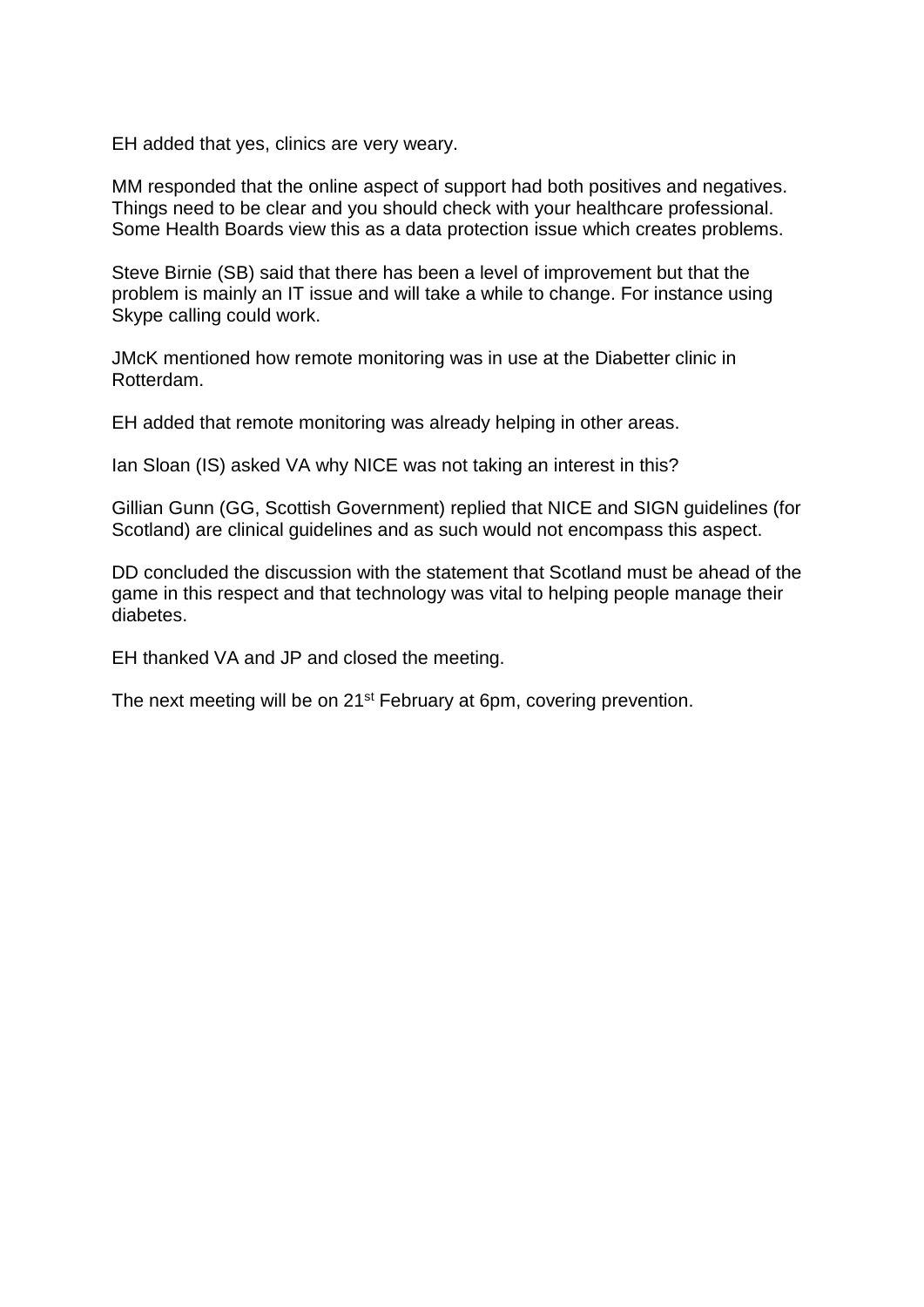EH added that yes, clinics are very weary.

MM responded that the online aspect of support had both positives and negatives. Things need to be clear and you should check with your healthcare professional. Some Health Boards view this as a data protection issue which creates problems.

Steve Birnie (SB) said that there has been a level of improvement but that the problem is mainly an IT issue and will take a while to change. For instance using Skype calling could work.

JMcK mentioned how remote monitoring was in use at the Diabetter clinic in Rotterdam.

EH added that remote monitoring was already helping in other areas.

Ian Sloan (IS) asked VA why NICE was not taking an interest in this?

Gillian Gunn (GG, Scottish Government) replied that NICE and SIGN guidelines (for Scotland) are clinical guidelines and as such would not encompass this aspect.

DD concluded the discussion with the statement that Scotland must be ahead of the game in this respect and that technology was vital to helping people manage their diabetes.

EH thanked VA and JP and closed the meeting.

The next meeting will be on 21st February at 6pm, covering prevention.